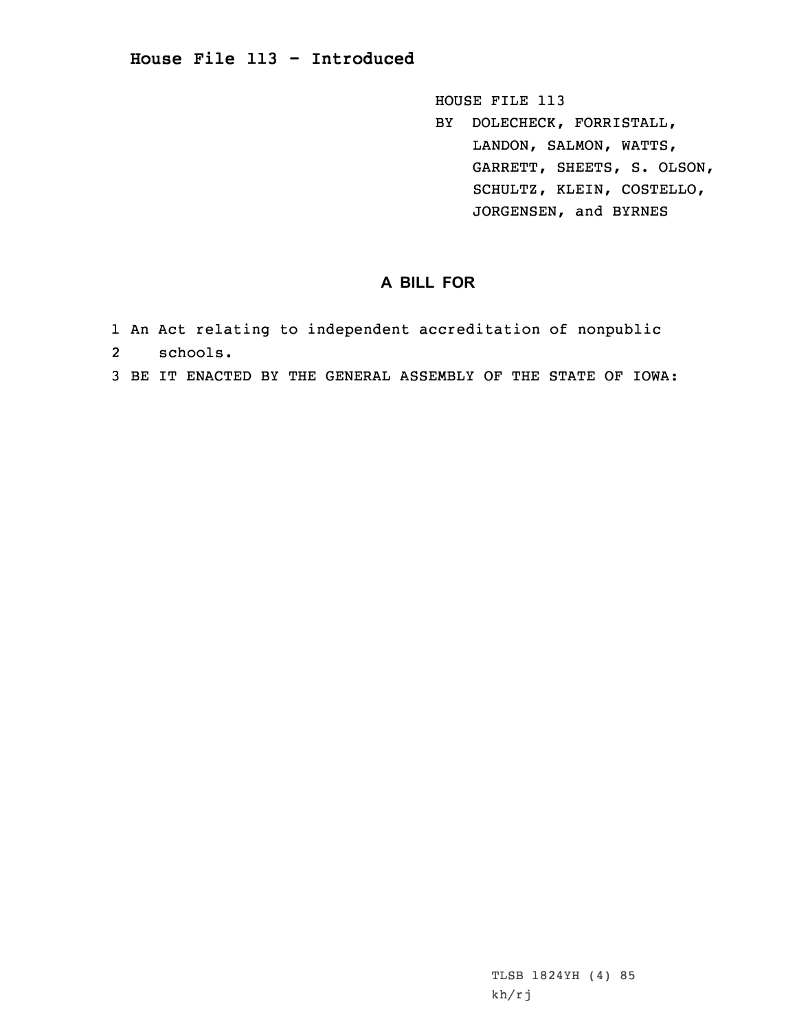# House File 113 - Introduced

HOUSE FILE 113
BY DOLECHECK, FORRISTALL,
LANDON, SALMON, WATTS,
GARRETT, SHEETS, S. OLSON,
SCHULTZ, KLEIN, COSTELLO,
JORGENSEN, and BYRNES

## A BILL FOR

1 An Act relating to independent accreditation of nonpublic
2 schools.
3 BE IT ENACTED BY THE GENERAL ASSEMBLY OF THE STATE OF IOWA:

TLSB 1824YH (4) 85
kh/rj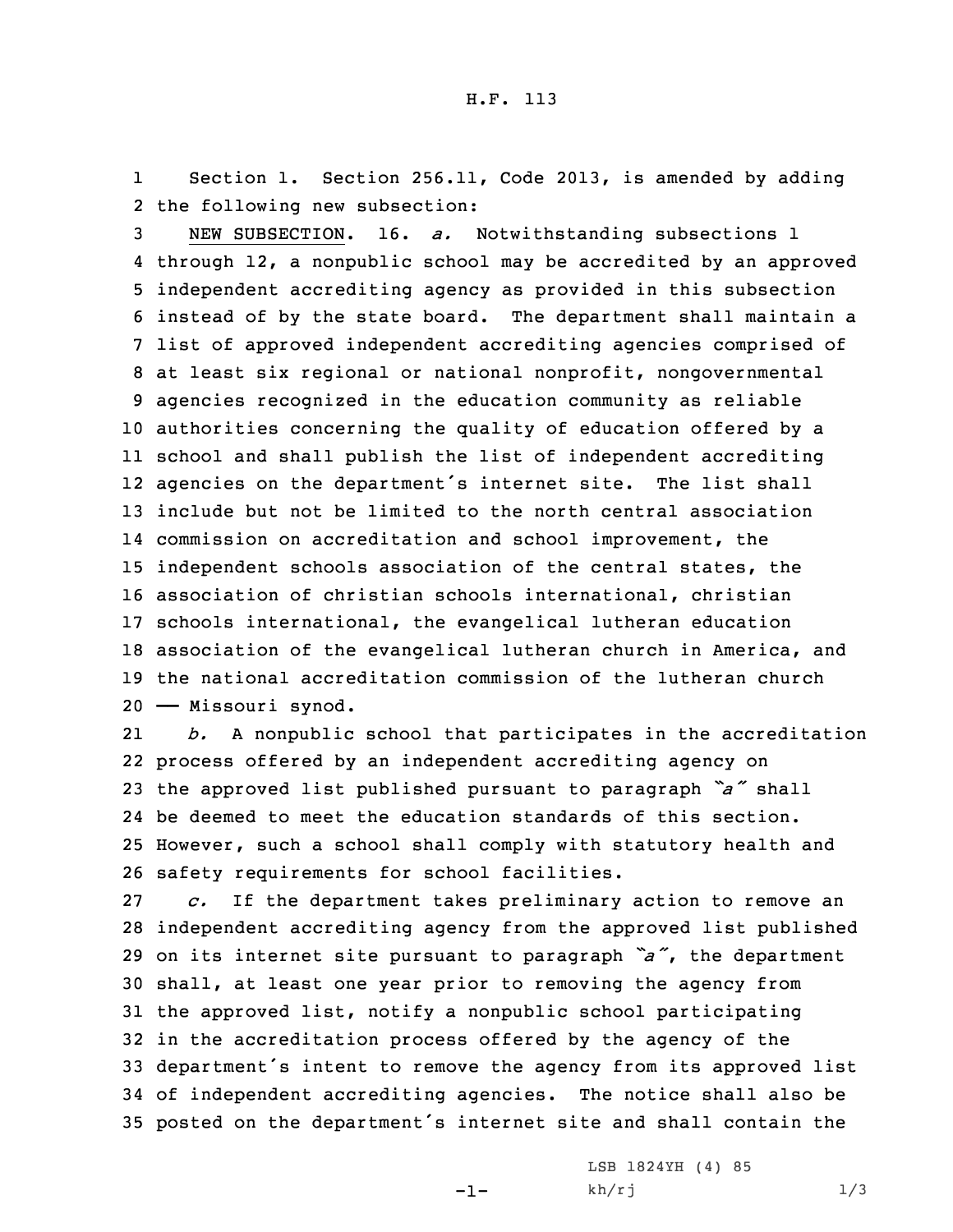H.F. 113

Section 1. Section 256.11, Code 2013, is amended by adding the following new subsection:

NEW SUBSECTION. 16. *a.* Notwithstanding subsections 1 through 12, a nonpublic school may be accredited by an approved independent accrediting agency as provided in this subsection instead of by the state board. The department shall maintain a list of approved independent accrediting agencies comprised of at least six regional or national nonprofit, nongovernmental agencies recognized in the education community as reliable authorities concerning the quality of education offered by a school and shall publish the list of independent accrediting agencies on the department's internet site. The list shall include but not be limited to the north central association commission on accreditation and school improvement, the independent schools association of the central states, the association of christian schools international, christian schools international, the evangelical lutheran education association of the evangelical lutheran church in America, and the national accreditation commission of the lutheran church —— Missouri synod.

*b.* A nonpublic school that participates in the accreditation process offered by an independent accrediting agency on the approved list published pursuant to paragraph *"a"* shall be deemed to meet the education standards of this section. However, such a school shall comply with statutory health and safety requirements for school facilities.

*c.* If the department takes preliminary action to remove an independent accrediting agency from the approved list published on its internet site pursuant to paragraph *"a"*, the department shall, at least one year prior to removing the agency from the approved list, notify a nonpublic school participating in the accreditation process offered by the agency of the department's intent to remove the agency from its approved list of independent accrediting agencies. The notice shall also be posted on the department's internet site and shall contain the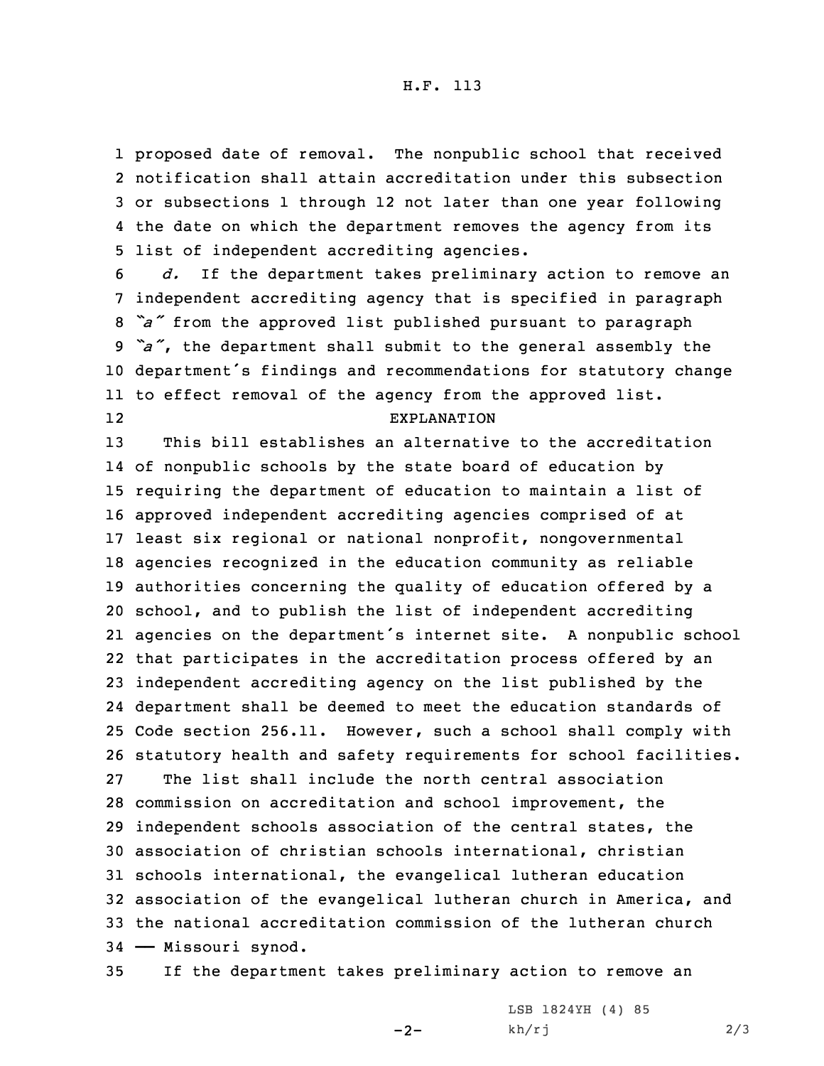proposed date of removal. The nonpublic school that received notification shall attain accreditation under this subsection or subsections 1 through 12 not later than one year following the date on which the department removes the agency from its list of independent accrediting agencies.

*d.* If the department takes preliminary action to remove an independent accrediting agency that is specified in paragraph *"a"* from the approved list published pursuant to paragraph *"a"*, the department shall submit to the general assembly the department's findings and recommendations for statutory change to effect removal of the agency from the approved list.

EXPLANATION

This bill establishes an alternative to the accreditation of nonpublic schools by the state board of education by requiring the department of education to maintain a list of approved independent accrediting agencies comprised of at least six regional or national nonprofit, nongovernmental agencies recognized in the education community as reliable authorities concerning the quality of education offered by a school, and to publish the list of independent accrediting agencies on the department's internet site. A nonpublic school that participates in the accreditation process offered by an independent accrediting agency on the list published by the department shall be deemed to meet the education standards of Code section 256.11. However, such a school shall comply with statutory health and safety requirements for school facilities.

The list shall include the north central association commission on accreditation and school improvement, the independent schools association of the central states, the association of christian schools international, christian schools international, the evangelical lutheran education association of the evangelical lutheran church in America, and the national accreditation commission of the lutheran church —— Missouri synod.

If the department takes preliminary action to remove an

LSB 1824YH (4) 85
kh/rj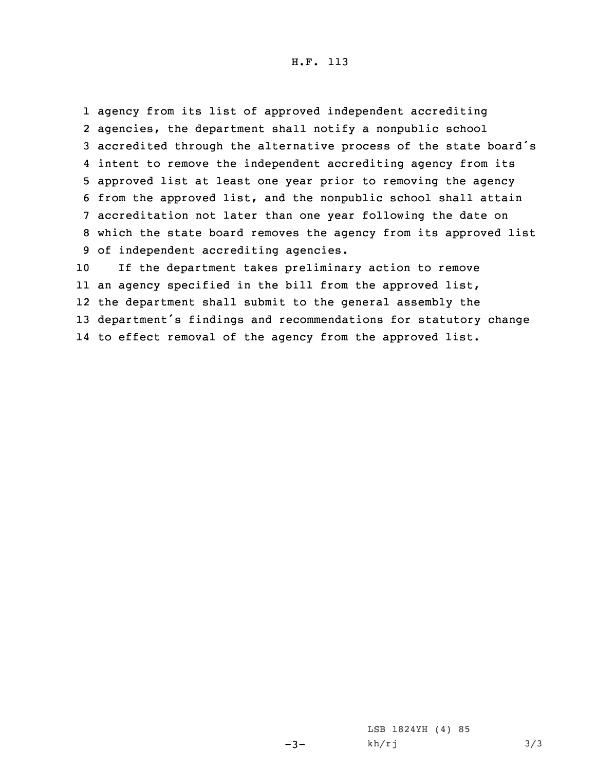agency from its list of approved independent accrediting agencies, the department shall notify a nonpublic school accredited through the alternative process of the state board's intent to remove the independent accrediting agency from its approved list at least one year prior to removing the agency from the approved list, and the nonpublic school shall attain accreditation not later than one year following the date on which the state board removes the agency from its approved list of independent accrediting agencies.

If the department takes preliminary action to remove an agency specified in the bill from the approved list, the department shall submit to the general assembly the department's findings and recommendations for statutory change to effect removal of the agency from the approved list.

LSB 1824YH (4) 85
kh/rj